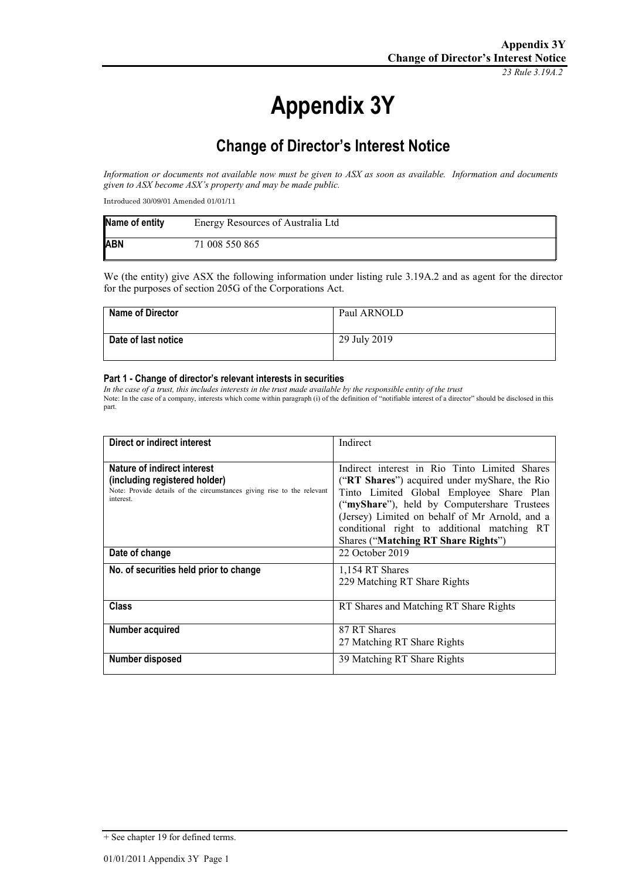# Appendix 3Y

## Change of Director's Interest Notice

*Information or documents not available now must be given to ASX as soon as available. Information and documents given to ASX become ASX's property and may be made public.*

Introduced 30/09/01 Amended 01/01/11

| Name of entity | Energy Resources of Australia Ltd |
|---|---|
| ABN | 71 008 550 865 |

We (the entity) give ASX the following information under listing rule 3.19A.2 and as agent for the director for the purposes of section 205G of the Corporations Act.

| Name of Director | Paul ARNOLD |
|---|---|
| Date of last notice | 29 July 2019 |

#### Part 1 - Change of director's relevant interests in securities

*In the case of a trust, this includes interests in the trust made available by the responsible entity of the trust*

Note: In the case of a company, interests which come within paragraph (i) of the definition of "notifiable interest of a director" should be disclosed in this part.

| Direct or indirect interest | Indirect |
|---|---|
| **Nature of indirect interest (including registered holder)**<br>Note: Provide details of the circumstances giving rise to the relevant interest. | Indirect interest in Rio Tinto Limited Shares ("**RT Shares**") acquired under myShare, the Rio Tinto Limited Global Employee Share Plan ("**myShare**"), held by Computershare Trustees (Jersey) Limited on behalf of Mr Arnold, and a conditional right to additional matching RT Shares ("**Matching RT Share Rights**") |
| **Date of change** | 22 October 2019 |
| **No. of securities held prior to change** | 1,154 RT Shares<br>229 Matching RT Share Rights |
| **Class** | RT Shares and Matching RT Share Rights |
| **Number acquired** | 87 RT Shares<br>27 Matching RT Share Rights |
| **Number disposed** | 39 Matching RT Share Rights |

+ See chapter 19 for defined terms.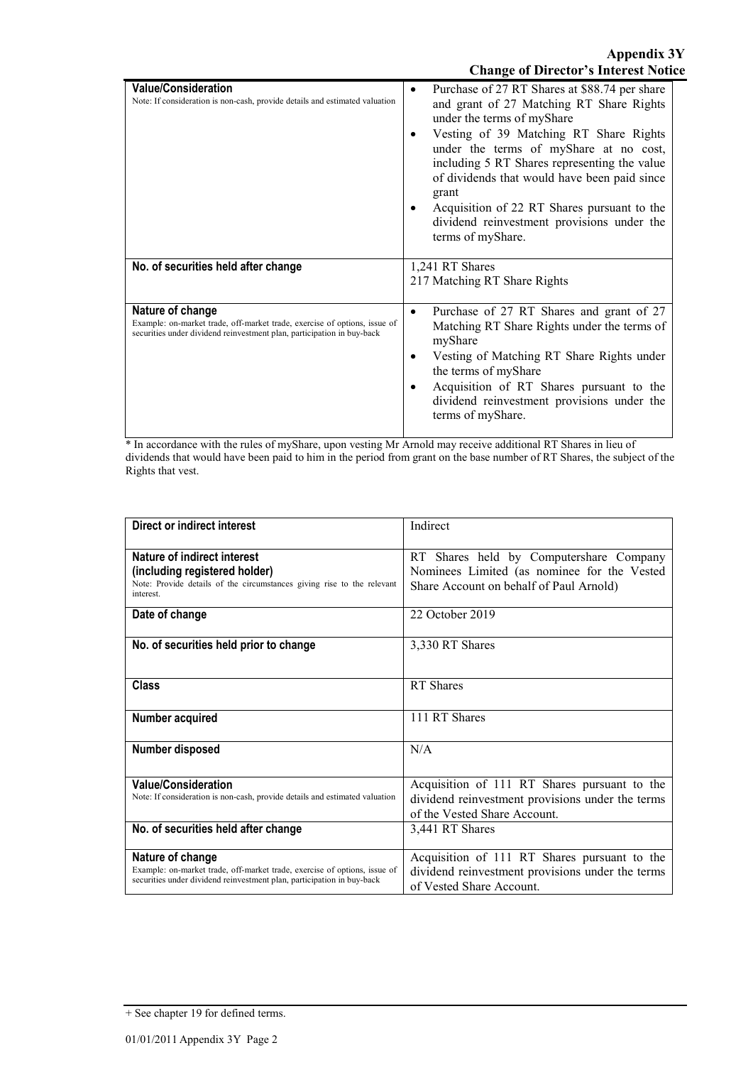| | |
|---|---|
| **Value/Consideration**<br>Note: If consideration is non-cash, provide details and estimated valuation | • Purchase of 27 RT Shares at $88.74 per share and grant of 27 Matching RT Share Rights under the terms of myShare<br>• Vesting of 39 Matching RT Share Rights under the terms of myShare at no cost, including 5 RT Shares representing the value of dividends that would have been paid since grant<br>• Acquisition of 22 RT Shares pursuant to the dividend reinvestment provisions under the terms of myShare. |
| **No. of securities held after change** | 1,241 RT Shares<br>217 Matching RT Share Rights |
| **Nature of change**<br>Example: on-market trade, off-market trade, exercise of options, issue of securities under dividend reinvestment plan, participation in buy-back | • Purchase of 27 RT Shares and grant of 27 Matching RT Share Rights under the terms of myShare<br>• Vesting of Matching RT Share Rights under the terms of myShare<br>• Acquisition of RT Shares pursuant to the dividend reinvestment provisions under the terms of myShare. |

* In accordance with the rules of myShare, upon vesting Mr Arnold may receive additional RT Shares in lieu of dividends that would have been paid to him in the period from grant on the base number of RT Shares, the subject of the Rights that vest.

| | |
|---|---|
| **Direct or indirect interest** | Indirect |
| **Nature of indirect interest (including registered holder)**<br>Note: Provide details of the circumstances giving rise to the relevant interest. | RT Shares held by Computershare Company Nominees Limited (as nominee for the Vested Share Account on behalf of Paul Arnold) |
| **Date of change** | 22 October 2019 |
| **No. of securities held prior to change** | 3,330 RT Shares |
| **Class** | RT Shares |
| **Number acquired** | 111 RT Shares |
| **Number disposed** | N/A |
| **Value/Consideration**<br>Note: If consideration is non-cash, provide details and estimated valuation | Acquisition of 111 RT Shares pursuant to the dividend reinvestment provisions under the terms of the Vested Share Account. |
| **No. of securities held after change** | 3,441 RT Shares |
| **Nature of change**<br>Example: on-market trade, off-market trade, exercise of options, issue of securities under dividend reinvestment plan, participation in buy-back | Acquisition of 111 RT Shares pursuant to the dividend reinvestment provisions under the terms of Vested Share Account. |

+ See chapter 19 for defined terms.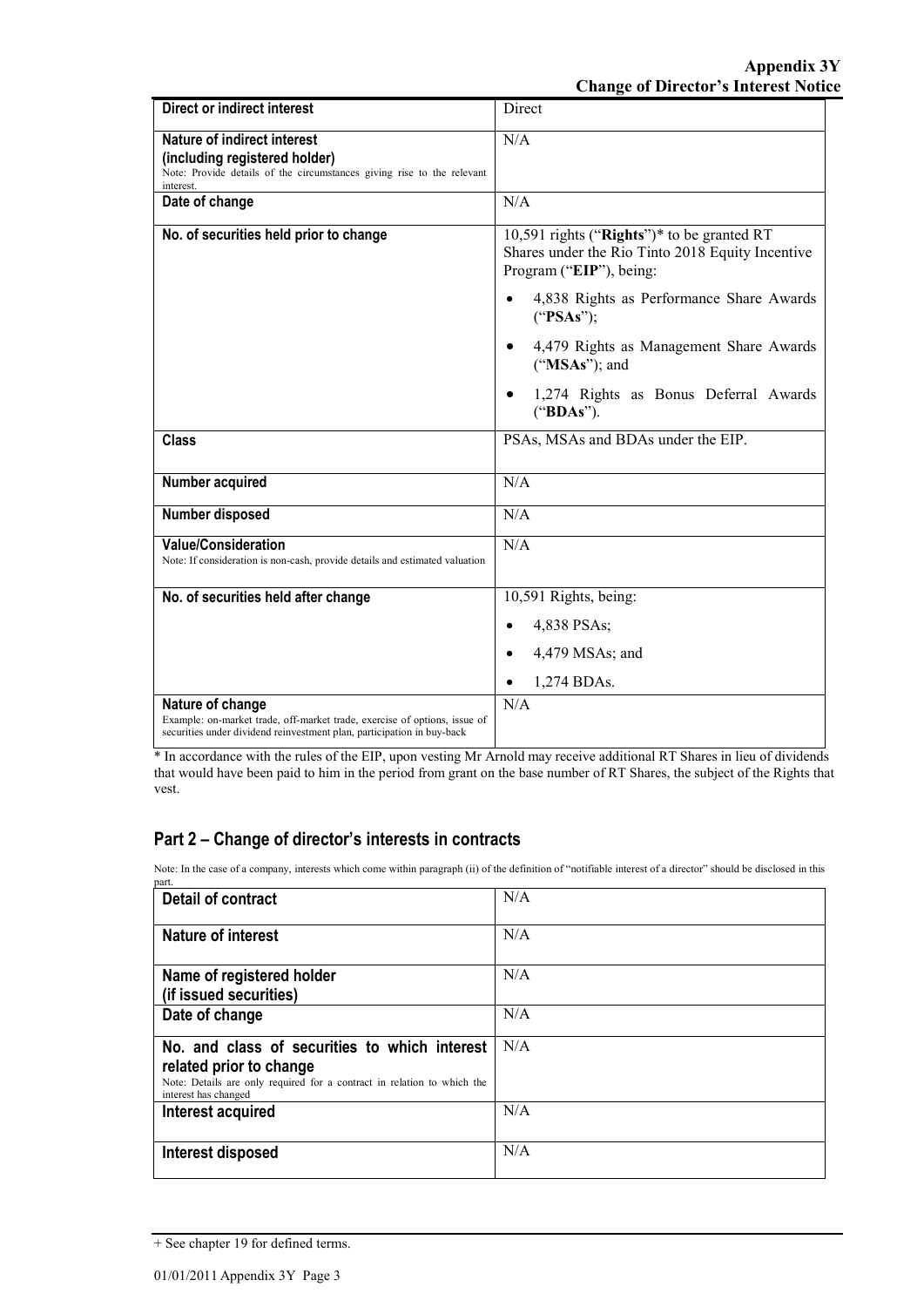| Direct or indirect interest | Direct |
| --- | --- |
| **Nature of indirect interest (including registered holder)**<br>Note: Provide details of the circumstances giving rise to the relevant interest. | N/A |
| **Date of change** | N/A |
| **No. of securities held prior to change** | 10,591 rights ("**Rights**")* to be granted RT Shares under the Rio Tinto 2018 Equity Incentive Program ("**EIP**"), being:<br>• 4,838 Rights as Performance Share Awards ("**PSAs**");<br>• 4,479 Rights as Management Share Awards ("**MSAs**"); and<br>• 1,274 Rights as Bonus Deferral Awards ("**BDAs**"). |
| **Class** | PSAs, MSAs and BDAs under the EIP. |
| **Number acquired** | N/A |
| **Number disposed** | N/A |
| **Value/Consideration**<br>Note: If consideration is non-cash, provide details and estimated valuation | N/A |
| **No. of securities held after change** | 10,591 Rights, being:<br>• 4,838 PSAs;<br>• 4,479 MSAs; and<br>• 1,274 BDAs. |
| **Nature of change**<br>Example: on-market trade, off-market trade, exercise of options, issue of securities under dividend reinvestment plan, participation in buy-back | N/A |

* In accordance with the rules of the EIP, upon vesting Mr Arnold may receive additional RT Shares in lieu of dividends that would have been paid to him in the period from grant on the base number of RT Shares, the subject of the Rights that vest.

## Part 2 – Change of director's interests in contracts

Note: In the case of a company, interests which come within paragraph (ii) of the definition of "notifiable interest of a director" should be disclosed in this part.

| Detail of contract | N/A |
| --- | --- |
| **Nature of interest** | N/A |
| **Name of registered holder (if issued securities)** | N/A |
| **Date of change** | N/A |
| **No. and class of securities to which interest related prior to change**<br>Note: Details are only required for a contract in relation to which the interest has changed | N/A |
| **Interest acquired** | N/A |
| **Interest disposed** | N/A |

+ See chapter 19 for defined terms.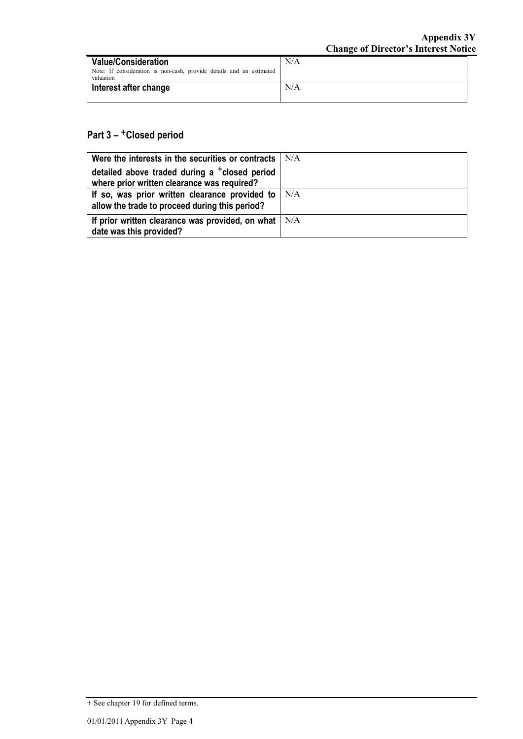| | |
|---|---|
| **Value/Consideration**<br>Note: If consideration is non-cash, provide details and an estimated valuation | N/A |
| **Interest after change** | N/A |

## Part 3 – +Closed period

| | |
|---|---|
| **Were the interests in the securities or contracts detailed above traded during a +closed period where prior written clearance was required?** | N/A |
| **If so, was prior written clearance provided to allow the trade to proceed during this period?** | N/A |
| **If prior written clearance was provided, on what date was this provided?** | N/A |

+ See chapter 19 for defined terms.